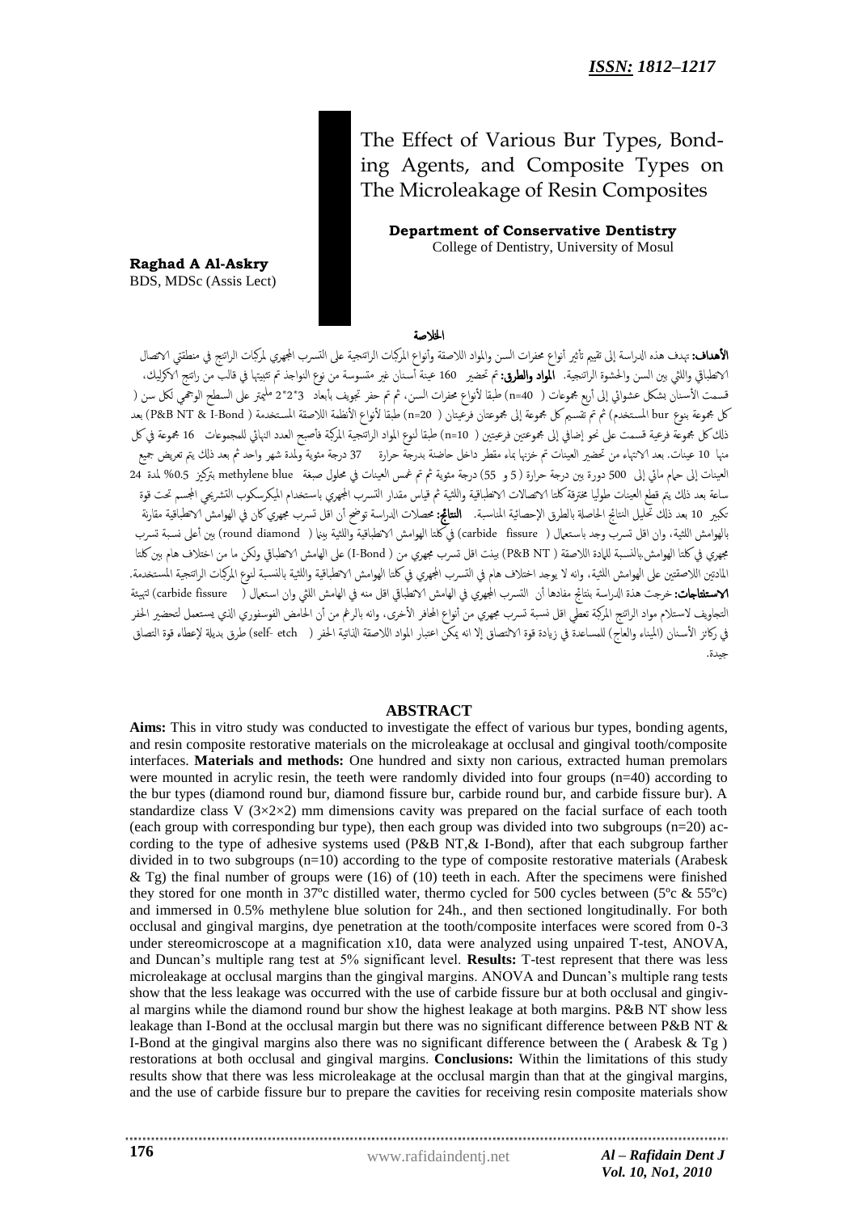***ISSN: 1812–1217***

# The Effect of Various Bur Types, Bonding Agents, and Composite Types on The Microleakage of Resin Composites

**Raghad A Al-Askry**
BDS, MDSc (Assis Lect)

**Department of Conservative Dentistry**
College of Dentistry, University of Mosul

## الخلاصة

**الأهداف:** تهدف هذه الدراسة إلى تقييم تأثير أنواع محفرات السن والمواد اللاصقة وأنواع المركبات الراتنجية على التسرب المجهري لمركبات الراتنج في منطقتي الاتصال الانطباقي واللثي بين السن والحشوة الراتنجية. **المواد والطرق:** تم تحضير 160 عينة أسنان غير متسوسة من نوع النواجذ تم تثبيتها في قالب من راتنج الاكرليك، قسمت الأسنان بشكل عشوائي إلى أربع مجموعات ( n=40) طبقا لأنواع محفرات السن، ثم تم حفر تجويف بأبعاد 3*2*2 مليمتر على السطح الوجهي لكل سن ( كل مجموعة بنوع bur المستخدم) ثم تم تقسيم كل مجموعة إلى مجموعتان فرعيتان ( n=20) طبقا لأنواع الأنظمة اللاصقة المستخدمة ( P&B NT & I-Bond) بعد ذلك كل مجموعة فرعية قسمت على نحو إضافي إلى مجموعتين فرعيتين ( n=10) طبقا لنوع المواد الراتنجية المركبة فأصبح العدد النهائي للمجموعات 16 مجموعة في كل منها 10 عينات. بعد الانتهاء من تحضير العينات تم خزنها بماء مقطر داخل حاضنة بدرجة حرارة 37 درجة مئوية ولمدة شهر واحد ثم بعد ذلك يتم تعريض جميع العينات إلى حمام مائي إلى 500 دورة بين درجة حرارة ( 5 و 55) درجة مئوية ثم تم غمس العينات في محلول صبغة methylene blue بتركيز 0.5% لمدة 24 ساعة بعد ذلك يتم قطع العينات طوليا مخترقة كلتا الاتصالات الانطباقية واللثية ثم قياس مقدار التسرب المجهري باستخدام الميكرسكوب التشريحي المجسم تحت قوة تكبير 10 بعد ذلك تحليل النتائج الحاصلة بالطرق الإحصائية المناسبة. **النتائج:** محصلات الدراسة توضح أن اقل تسرب مجهري كان في الهوامش الانطباقية مقارنة بالهوامش اللثية، وان اقل تسرب وجد باستعمال ( carbide fissure) في كلتا الهوامش الانطباقية واللثية بينما ( round diamond) بين أعلى نسبة تسرب مجهري في كلتا الهوامش.بالنسبة للمادة اللاصقة ( P&B NT) بينت اقل تسرب مجهري من ( I-Bond) على الهامش الانطباقي ولكن ما من اختلاف هام بين كلتا المادتين اللاصقتين على الهوامش اللثية، وانه لا يوجد اختلاف هام في التسرب المجهري في كلتا الهوامش الانطباقية واللثية بالنسبة لنوع المركبات الراتنجية المستخدمة. **الاستنتاجات:** خرجت هذه الدراسة بنتائج مفادها أن التسرب المجهري في الهامش الانطباقي اقل منه في الهامش اللثي وان استعمال ( carbide fissure) لتهيئة التجاويف لاستلام مواد الراتنج المركبة تعطي اقل نسبة تسرب مجهري من أنواع المحافر الأخرى، وانه بالرغم من أن الحامض الفسفوري الذي يستعمل لتحضير الحفر في ركائز الأسنان (المينا والعاج) للمساعدة في زيادة قوة الالتصاق إلا انه يمكن اعتبار المواد اللاصقة الذاتية الحفر ( self- etch) طرق بديلة لإعطاء قوة التصاق جيدة.

## ABSTRACT

**Aims:** This in vitro study was conducted to investigate the effect of various bur types, bonding agents, and resin composite restorative materials on the microleakage at occlusal and gingival tooth/composite interfaces. **Materials and methods:** One hundred and sixty non carious, extracted human premolars were mounted in acrylic resin, the teeth were randomly divided into four groups (n=40) according to the bur types (diamond round bur, diamond fissure bur, carbide round bur, and carbide fissure bur). A standardize class V (3×2×2) mm dimensions cavity was prepared on the facial surface of each tooth (each group with corresponding bur type), then each group was divided into two subgroups (n=20) according to the type of adhesive systems used (P&B NT,& I-Bond), after that each subgroup farther divided in to two subgroups (n=10) according to the type of composite restorative materials (Arabesk & Tg) the final number of groups were (16) of (10) teeth in each. After the specimens were finished they stored for one month in 37ºc distilled water, thermo cycled for 500 cycles between (5ºc & 55ºc) and immersed in 0.5% methylene blue solution for 24h., and then sectioned longitudinally. For both occlusal and gingival margins, dye penetration at the tooth/composite interfaces were scored from 0-3 under stereomicroscope at a magnification x10, data were analyzed using unpaired T-test, ANOVA, and Duncan's multiple rang test at 5% significant level. **Results:** T-test represent that there was less microleakage at occlusal margins than the gingival margins. ANOVA and Duncan's multiple rang tests show that the less leakage was occurred with the use of carbide fissure bur at both occlusal and gingival margins while the diamond round bur show the highest leakage at both margins. P&B NT show less leakage than I-Bond at the occlusal margin but there was no significant difference between P&B NT & I-Bond at the gingival margins also there was no significant difference between the ( Arabesk & Tg ) restorations at both occlusal and gingival margins. **Conclusions:** Within the limitations of this study results show that there was less microleakage at the occlusal margin than that at the gingival margins, and the use of carbide fissure bur to prepare the cavities for receiving resin composite materials show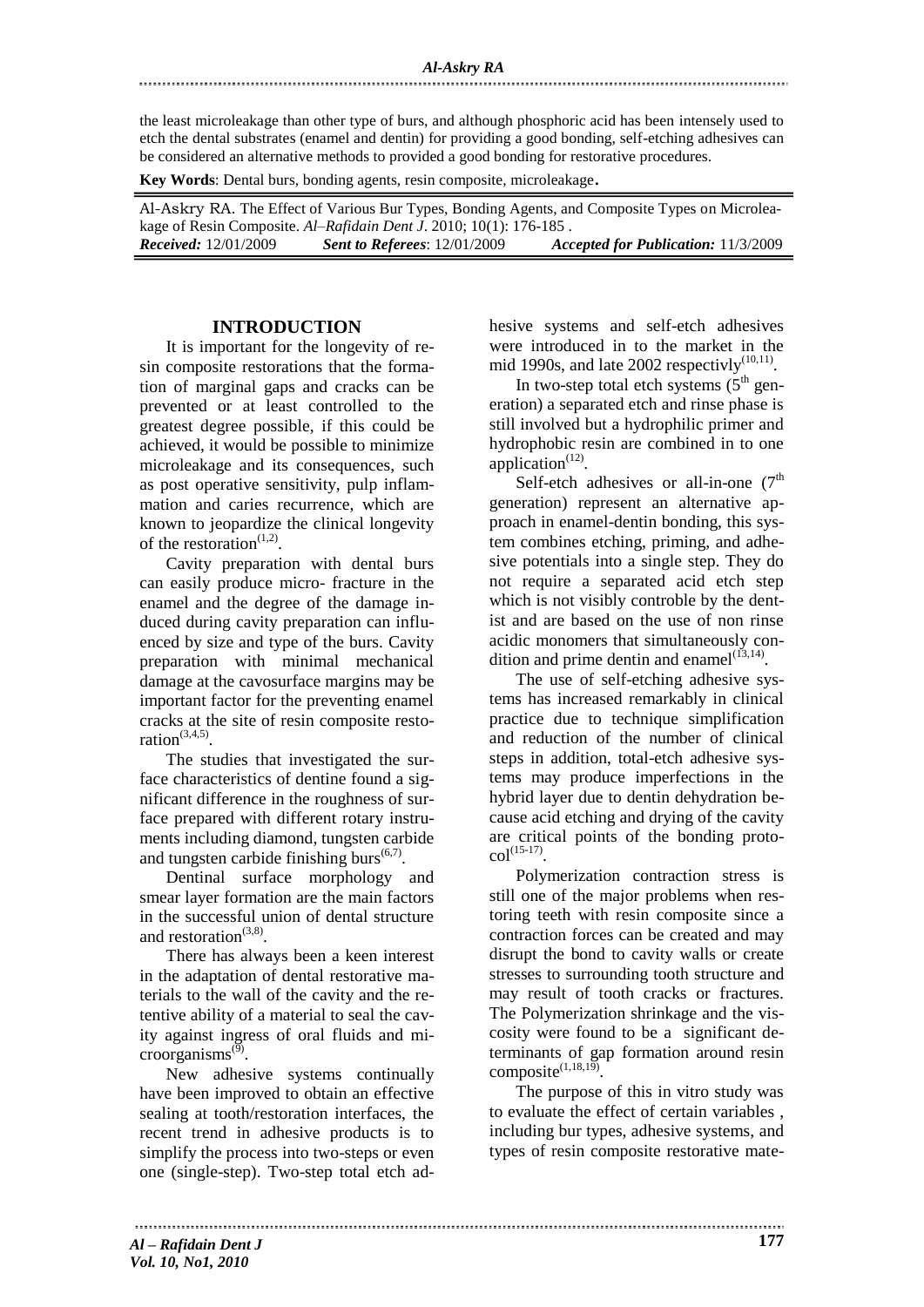the least microleakage than other type of burs, and although phosphoric acid has been intensely used to etch the dental substrates (enamel and dentin) for providing a good bonding, self-etching adhesives can be considered an alternative methods to provided a good bonding for restorative procedures.

**Key Words**: Dental burs, bonding agents, resin composite, microleakage.

Al-Askry RA. The Effect of Various Bur Types, Bonding Agents, and Composite Types on Microleakage of Resin Composite. *Al–Rafidain Dent J*. 2010; 10(1): 176-185 .
***Received:*** 12/01/2009 ***Sent to Referees***: 12/01/2009 ***Accepted for Publication:*** 11/3/2009

## INTRODUCTION

It is important for the longevity of resin composite restorations that the formation of marginal gaps and cracks can be prevented or at least controlled to the greatest degree possible, if this could be achieved, it would be possible to minimize microleakage and its consequences, such as post operative sensitivity, pulp inflammation and caries recurrence, which are known to jeopardize the clinical longevity of the restoration[(1,2)].

Cavity preparation with dental burs can easily produce micro- fracture in the enamel and the degree of the damage induced during cavity preparation can influenced by size and type of the burs. Cavity preparation with minimal mechanical damage at the cavosurface margins may be important factor for the preventing enamel cracks at the site of resin composite restoration[(3,4,5)].

The studies that investigated the surface characteristics of dentine found a significant difference in the roughness of surface prepared with different rotary instruments including diamond, tungsten carbide and tungsten carbide finishing burs[(6,7)].

Dentinal surface morphology and smear layer formation are the main factors in the successful union of dental structure and restoration[(3,8)].

There has always been a keen interest in the adaptation of dental restorative materials to the wall of the cavity and the retentive ability of a material to seal the cavity against ingress of oral fluids and microorganisms[(9)].

New adhesive systems continually have been improved to obtain an effective sealing at tooth/restoration interfaces, the recent trend in adhesive products is to simplify the process into two-steps or even one (single-step). Two-step total etch adhesive systems and self-etch adhesives were introduced in to the market in the mid 1990s, and late 2002 respectivly[(10,11)].

In two-step total etch systems (5[th] generation) a separated etch and rinse phase is still involved but a hydrophilic primer and hydrophobic resin are combined in to one application[(12)].

Self-etch adhesives or all-in-one (7[th] generation) represent an alternative approach in enamel-dentin bonding, this system combines etching, priming, and adhesive potentials into a single step. They do not require a separated acid etch step which is not visibly controble by the dentist and are based on the use of non rinse acidic monomers that simultaneously condition and prime dentin and enamel[(13,14)].

The use of self-etching adhesive systems has increased remarkably in clinical practice due to technique simplification and reduction of the number of clinical steps in addition, total-etch adhesive systems may produce imperfections in the hybrid layer due to dentin dehydration because acid etching and drying of the cavity are critical points of the bonding protocol[(15-17)].

Polymerization contraction stress is still one of the major problems when restoring teeth with resin composite since a contraction forces can be created and may disrupt the bond to cavity walls or create stresses to surrounding tooth structure and may result of tooth cracks or fractures. The Polymerization shrinkage and the viscosity were found to be a significant determinants of gap formation around resin composite[(1,18,19)].

The purpose of this in vitro study was to evaluate the effect of certain variables , including bur types, adhesive systems, and types of resin composite restorative mate-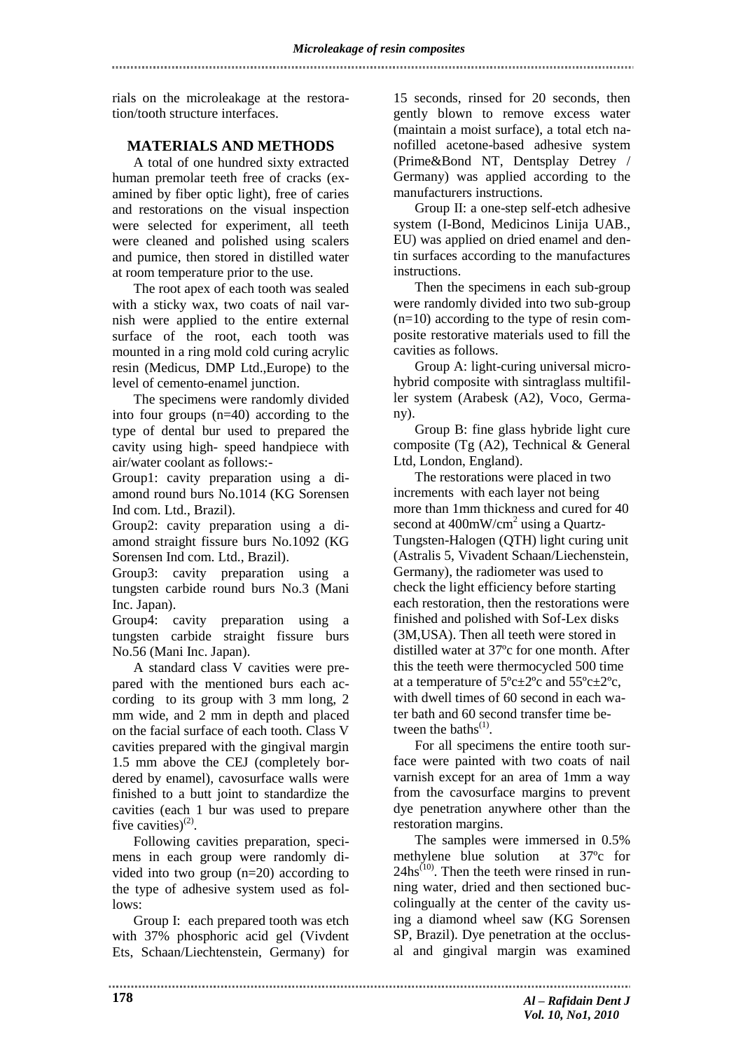rials on the microleakage at the restoration/tooth structure interfaces.

## MATERIALS AND METHODS

A total of one hundred sixty extracted human premolar teeth free of cracks (examined by fiber optic light), free of caries and restorations on the visual inspection were selected for experiment, all teeth were cleaned and polished using scalers and pumice, then stored in distilled water at room temperature prior to the use.

The root apex of each tooth was sealed with a sticky wax, two coats of nail varnish were applied to the entire external surface of the root, each tooth was mounted in a ring mold cold curing acrylic resin (Medicus, DMP Ltd.,Europe) to the level of cemento-enamel junction.

The specimens were randomly divided into four groups (n=40) according to the type of dental bur used to prepared the cavity using high- speed handpiece with air/water coolant as follows:-

Group1: cavity preparation using a diamond round burs No.1014 (KG Sorensen Ind com. Ltd., Brazil).

Group2: cavity preparation using a diamond straight fissure burs No.1092 (KG Sorensen Ind com. Ltd., Brazil).

Group3: cavity preparation using a tungsten carbide round burs No.3 (Mani Inc. Japan).

Group4: cavity preparation using a tungsten carbide straight fissure burs No.56 (Mani Inc. Japan).

A standard class V cavities were prepared with the mentioned burs each according to its group with 3 mm long, 2 mm wide, and 2 mm in depth and placed on the facial surface of each tooth. Class V cavities prepared with the gingival margin 1.5 mm above the CEJ (completely bordered by enamel), cavosurface walls were finished to a butt joint to standardize the cavities (each 1 bur was used to prepare five cavities)[2].

Following cavities preparation, specimens in each group were randomly divided into two group (n=20) according to the type of adhesive system used as follows:

Group I: each prepared tooth was etch with 37% phosphoric acid gel (Vivdent Ets, Schaan/Liechtenstein, Germany) for 15 seconds, rinsed for 20 seconds, then gently blown to remove excess water (maintain a moist surface), a total etch nanofilled acetone-based adhesive system (Prime&Bond NT, Dentsplay Detrey / Germany) was applied according to the manufacturers instructions.

Group II: a one-step self-etch adhesive system (I-Bond, Medicinos Linija UAB., EU) was applied on dried enamel and dentin surfaces according to the manufactures instructions.

Then the specimens in each sub-group were randomly divided into two sub-group (n=10) according to the type of resin composite restorative materials used to fill the cavities as follows.

Group A: light-curing universal microhybrid composite with sintraglass multifiller system (Arabesk (A2), Voco, Germany).

Group B: fine glass hybride light cure composite (Tg (A2), Technical & General Ltd, London, England).

The restorations were placed in two increments with each layer not being more than 1mm thickness and cured for 40 second at 400mW/cm$^2$ using a Quartz-Tungsten-Halogen (QTH) light curing unit (Astralis 5, Vivadent Schaan/Liechenstein, Germany), the radiometer was used to check the light efficiency before starting each restoration, then the restorations were finished and polished with Sof-Lex disks (3M,USA). Then all teeth were stored in distilled water at 37ºc for one month. After this the teeth were thermocycled 500 time at a temperature of 5ºc±2ºc and 55ºc±2ºc, with dwell times of 60 second in each water bath and 60 second transfer time between the baths[1].

For all specimens the entire tooth surface were painted with two coats of nail varnish except for an area of 1mm a way from the cavosurface margins to prevent dye penetration anywhere other than the restoration margins.

The samples were immersed in 0.5% methylene blue solution at 37ºc for 24hs[10]. Then the teeth were rinsed in running water, dried and then sectioned buccolingually at the center of the cavity using a diamond wheel saw (KG Sorensen SP, Brazil). Dye penetration at the occlusal and gingival margin was examined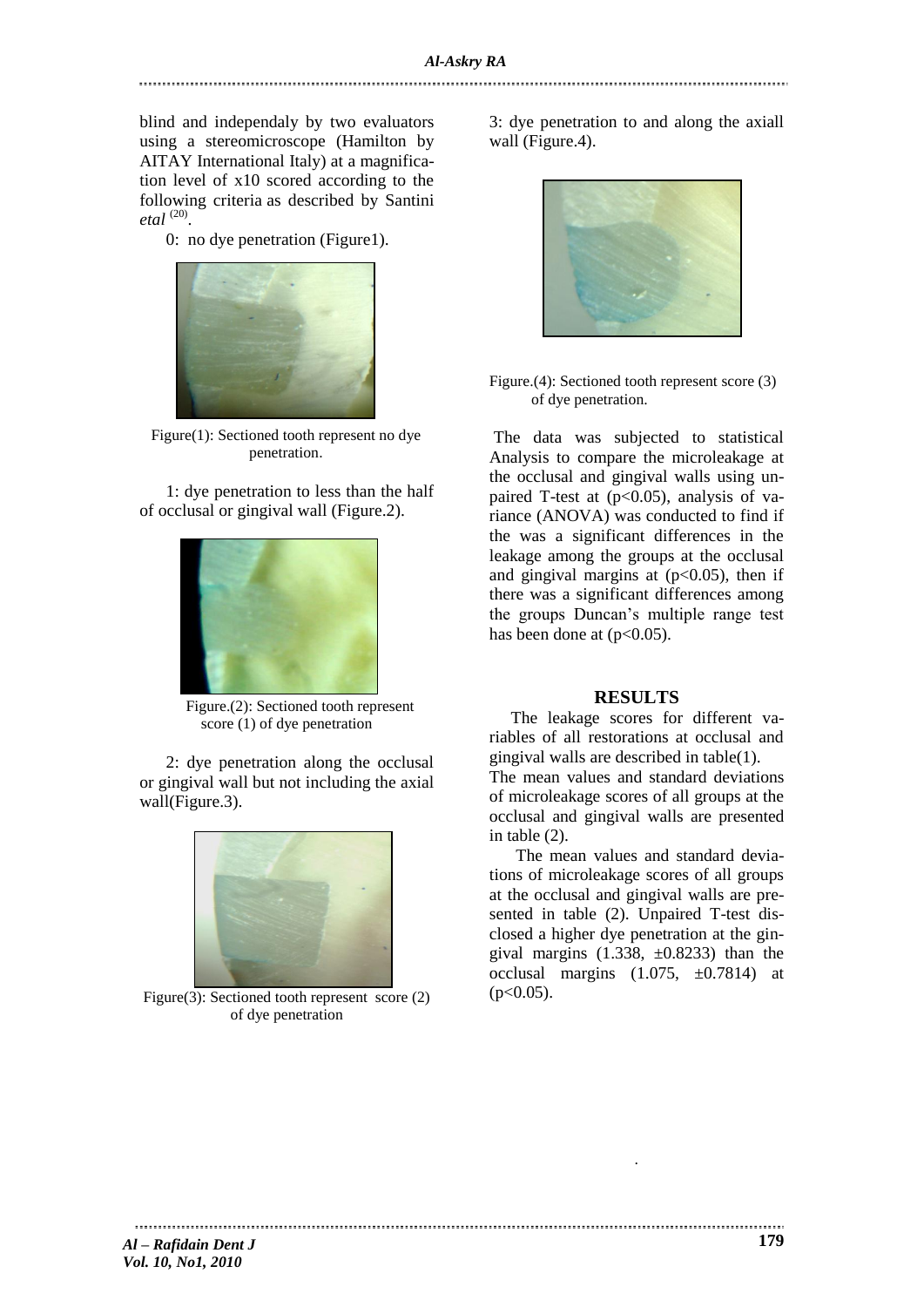blind and independaly by two evaluators using a stereomicroscope (Hamilton by AITAY International Italy) at a magnification level of x10 scored according to the following criteria as described by Santini *etal* [20].

0: no dye penetration (Figure1).

Figure(1): Sectioned tooth represent no dye penetration.

1: dye penetration to less than the half of occlusal or gingival wall (Figure.2).

Figure.(2): Sectioned tooth represent score (1) of dye penetration

2: dye penetration along the occlusal or gingival wall but not including the axial wall(Figure.3).

Figure(3): Sectioned tooth represent score (2) of dye penetration

3: dye penetration to and along the axiall wall (Figure.4).

Figure.(4): Sectioned tooth represent score (3) of dye penetration.

The data was subjected to statistical Analysis to compare the microleakage at the occlusal and gingival walls using unpaired T-test at ($p<0.05$), analysis of variance (ANOVA) was conducted to find if the was a significant differences in the leakage among the groups at the occlusal and gingival margins at ($p<0.05$), then if there was a significant differences among the groups Duncan's multiple range test has been done at ($p<0.05$).

## RESULTS

The leakage scores for different variables of all restorations at occlusal and gingival walls are described in table(1).

The mean values and standard deviations of microleakage scores of all groups at the occlusal and gingival walls are presented in table (2).

The mean values and standard deviations of microleakage scores of all groups at the occlusal and gingival walls are presented in table (2). Unpaired T-test disclosed a higher dye penetration at the gingival margins (1.338, ±0.8233) than the occlusal margins (1.075, ±0.7814) at ($p<0.05$).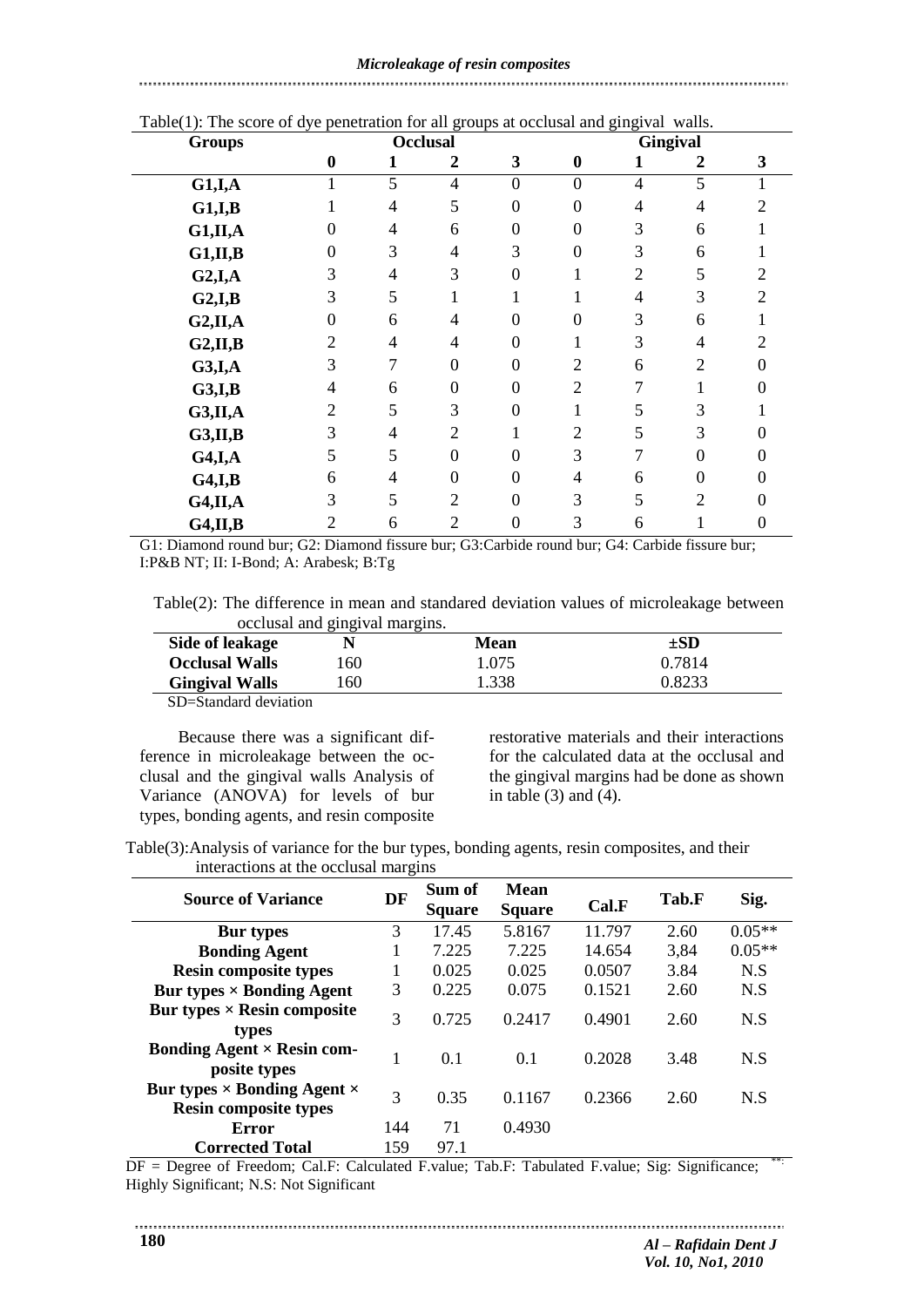Table(1): The score of dye penetration for all groups at occlusal and gingival walls.

| Groups | Occlusal | | | | Gingival | | | |
|---|---|---|---|---|---|---|---|---|
| | 0 | 1 | 2 | 3 | 0 | 1 | 2 | 3 |
| **G1,I,A** | 1 | 5 | 4 | 0 | 0 | 4 | 5 | 1 |
| **G1,I,B** | 1 | 4 | 5 | 0 | 0 | 4 | 4 | 2 |
| **G1,II,A** | 0 | 4 | 6 | 0 | 0 | 3 | 6 | 1 |
| **G1,II,B** | 0 | 3 | 4 | 3 | 0 | 3 | 6 | 1 |
| **G2,I,A** | 3 | 4 | 3 | 0 | 1 | 2 | 5 | 2 |
| **G2,I,B** | 3 | 5 | 1 | 1 | 1 | 4 | 3 | 2 |
| **G2,II,A** | 0 | 6 | 4 | 0 | 0 | 3 | 6 | 1 |
| **G2,II,B** | 2 | 4 | 4 | 0 | 1 | 3 | 4 | 2 |
| **G3,I,A** | 3 | 7 | 0 | 0 | 2 | 6 | 2 | 0 |
| **G3,I,B** | 4 | 6 | 0 | 0 | 2 | 7 | 1 | 0 |
| **G3,II,A** | 2 | 5 | 3 | 0 | 1 | 5 | 3 | 1 |
| **G3,II,B** | 3 | 4 | 2 | 1 | 2 | 5 | 3 | 0 |
| **G4,I,A** | 5 | 5 | 0 | 0 | 3 | 7 | 0 | 0 |
| **G4,I,B** | 6 | 4 | 0 | 0 | 4 | 6 | 0 | 0 |
| **G4,II,A** | 3 | 5 | 2 | 0 | 3 | 5 | 2 | 0 |
| **G4,II,B** | 2 | 6 | 2 | 0 | 3 | 6 | 1 | 0 |

G1: Diamond round bur; G2: Diamond fissure bur; G3:Carbide round bur; G4: Carbide fissure bur; I:P&B NT; II: I-Bond; A: Arabesk; B:Tg

Table(2): The difference in mean and standared deviation values of microleakage between occlusal and gingival margins.

| Side of leakage | N | Mean | ±SD |
|---|---|---|---|
| **Occlusal Walls** | 160 | 1.075 | 0.7814 |
| **Gingival Walls** | 160 | 1.338 | 0.8233 |

SD=Standard deviation

Because there was a significant difference in microleakage between the occlusal and the gingival walls Analysis of Variance (ANOVA) for levels of bur types, bonding agents, and resin composite restorative materials and their interactions for the calculated data at the occlusal and the gingival margins had be done as shown in table (3) and (4).

Table(3):Analysis of variance for the bur types, bonding agents, resin composites, and their interactions at the occlusal margins

| Source of Variance | DF | Sum of Square | Mean Square | Cal.F | Tab.F | Sig. |
|---|---|---|---|---|---|---|
| **Bur types** | 3 | 17.45 | 5.8167 | 11.797 | 2.60 | 0.05** |
| **Bonding Agent** | 1 | 7.225 | 7.225 | 14.654 | 3,84 | 0.05** |
| **Resin composite types** | 1 | 0.025 | 0.025 | 0.0507 | 3.84 | N.S |
| **Bur types × Bonding Agent** | 3 | 0.225 | 0.075 | 0.1521 | 2.60 | N.S |
| **Bur types × Resin composite types** | 3 | 0.725 | 0.2417 | 0.4901 | 2.60 | N.S |
| **Bonding Agent × Resin composite types** | 1 | 0.1 | 0.1 | 0.2028 | 3.48 | N.S |
| **Bur types × Bonding Agent × Resin composite types** | 3 | 0.35 | 0.1167 | 0.2366 | 2.60 | N.S |
| **Error** | 144 | 71 | 0.4930 | | | |
| **Corrected Total** | 159 | 97.1 | | | | |

DF = Degree of Freedom; Cal.F: Calculated F.value; Tab.F: Tabulated F.value; Sig: Significance; **: Highly Significant; N.S: Not Significant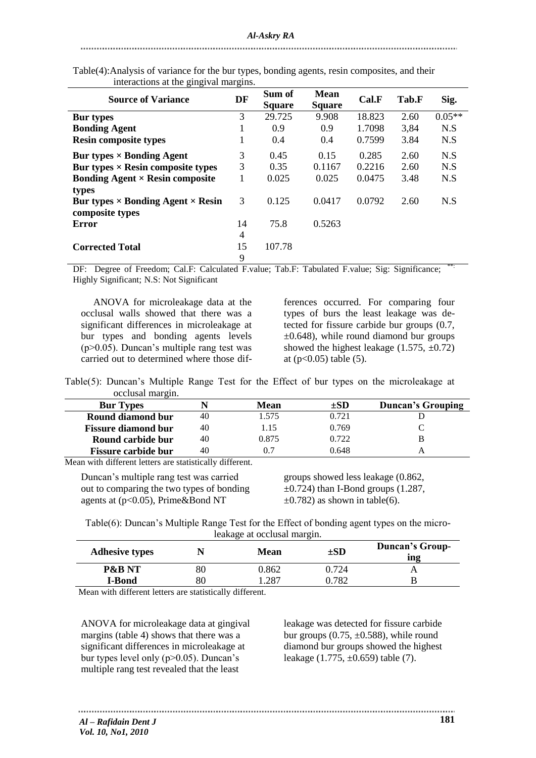Table(4):Analysis of variance for the bur types, bonding agents, resin composites, and their interactions at the gingival margins.

| Source of Variance | DF | Sum of Square | Mean Square | Cal.F | Tab.F | Sig. |
|---|---|---|---|---|---|---|
| **Bur types** | 3 | 29.725 | 9.908 | 18.823 | 2.60 | 0.05** |
| **Bonding Agent** | 1 | 0.9 | 0.9 | 1.7098 | 3,84 | N.S |
| **Resin composite types** | 1 | 0.4 | 0.4 | 0.7599 | 3.84 | N.S |
| **Bur types × Bonding Agent** | 3 | 0.45 | 0.15 | 0.285 | 2.60 | N.S |
| **Bur types × Resin composite types** | 3 | 0.35 | 0.1167 | 0.2216 | 2.60 | N.S |
| **Bonding Agent × Resin composite types** | 1 | 0.025 | 0.025 | 0.0475 | 3.48 | N.S |
| **Bur types × Bonding Agent × Resin composite types** | 3 | 0.125 | 0.0417 | 0.0792 | 2.60 | N.S |
| **Error** | 144 | 75.8 | 0.5263 | | | |
| **Corrected Total** | 159 | 107.78 | | | | |

DF: Degree of Freedom; Cal.F: Calculated F.value; Tab.F: Tabulated F.value; Sig: Significance; **: Highly Significant; N.S: Not Significant

ANOVA for microleakage data at the occlusal walls showed that there was a significant differences in microleakage at bur types and bonding agents levels ($p>0.05$). Duncan's multiple rang test was carried out to determined where those differences occurred. For comparing four types of burs the least leakage was detected for fissure carbide bur groups (0.7, ±0.648), while round diamond bur groups showed the highest leakage (1.575, ±0.72) at ($p<0.05$) table (5).

Table(5): Duncan's Multiple Range Test for the Effect of bur types on the microleakage at occlusal margin.

| Bur Types | N | Mean | ±SD | Duncan's Grouping |
|---|---|---|---|---|
| **Round diamond bur** | 40 | 1.575 | 0.721 | D |
| **Fissure diamond bur** | 40 | 1.15 | 0.769 | C |
| **Round carbide bur** | 40 | 0.875 | 0.722 | B |
| **Fissure carbide bur** | 40 | 0.7 | 0.648 | A |

Mean with different letters are statistically different.

Duncan's multiple rang test was carried out to comparing the two types of bonding agents at ($p<0.05$), Prime&Bond NT groups showed less leakage (0.862, ±0.724) than I-Bond groups (1.287, ±0.782) as shown in table(6).

Table(6): Duncan's Multiple Range Test for the Effect of bonding agent types on the micro-leakage at occlusal margin.

| Adhesive types | N | Mean | ±SD | Duncan's Grouping |
|---|---|---|---|---|
| **P&B NT** | 80 | 0.862 | 0.724 | A |
| **I-Bond** | 80 | 1.287 | 0.782 | B |

Mean with different letters are statistically different.

ANOVA for microleakage data at gingival margins (table 4) shows that there was a significant differences in microleakage at bur types level only ($p>0.05$). Duncan's multiple rang test revealed that the least leakage was detected for fissure carbide bur groups (0.75, ±0.588), while round diamond bur groups showed the highest leakage (1.775, ±0.659) table (7).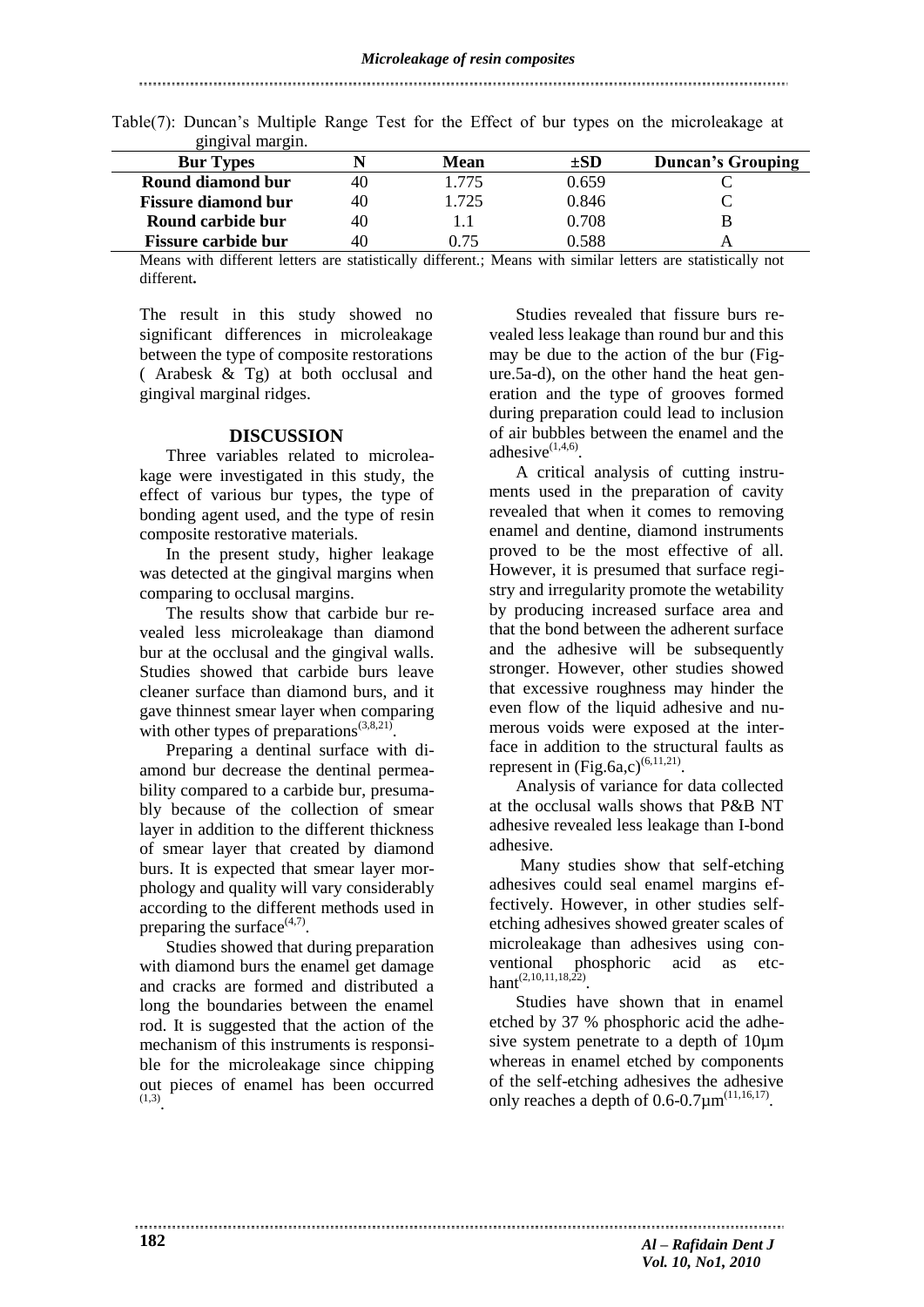Table(7): Duncan's Multiple Range Test for the Effect of bur types on the microleakage at gingival margin.

| Bur Types | N | Mean | ±SD | Duncan's Grouping |
|---|---|---|---|---|
| Round diamond bur | 40 | 1.775 | 0.659 | C |
| Fissure diamond bur | 40 | 1.725 | 0.846 | C |
| Round carbide bur | 40 | 1.1 | 0.708 | B |
| Fissure carbide bur | 40 | 0.75 | 0.588 | A |

Means with different letters are statistically different.; Means with similar letters are statistically not different**.**

The result in this study showed no significant differences in microleakage between the type of composite restorations ( Arabesk & Tg) at both occlusal and gingival marginal ridges.

## DISCUSSION

Three variables related to microleakage were investigated in this study, the effect of various bur types, the type of bonding agent used, and the type of resin composite restorative materials.

In the present study, higher leakage was detected at the gingival margins when comparing to occlusal margins.

The results show that carbide bur revealed less microleakage than diamond bur at the occlusal and the gingival walls. Studies showed that carbide burs leave cleaner surface than diamond burs, and it gave thinnest smear layer when comparing with other types of preparations[3,8,21].

Preparing a dentinal surface with diamond bur decrease the dentinal permeability compared to a carbide bur, presumably because of the collection of smear layer in addition to the different thickness of smear layer that created by diamond burs. It is expected that smear layer morphology and quality will vary considerably according to the different methods used in preparing the surface[4,7].

Studies showed that during preparation with diamond burs the enamel get damage and cracks are formed and distributed a long the boundaries between the enamel rod. It is suggested that the action of the mechanism of this instruments is responsible for the microleakage since chipping out pieces of enamel has been occurred [1,3].

Studies revealed that fissure burs revealed less leakage than round bur and this may be due to the action of the bur (Figure.5a-d), on the other hand the heat generation and the type of grooves formed during preparation could lead to inclusion of air bubbles between the enamel and the adhesive[1,4,6].

A critical analysis of cutting instruments used in the preparation of cavity revealed that when it comes to removing enamel and dentine, diamond instruments proved to be the most effective of all. However, it is presumed that surface registry and irregularity promote the wetability by producing increased surface area and that the bond between the adherent surface and the adhesive will be subsequently stronger. However, other studies showed that excessive roughness may hinder the even flow of the liquid adhesive and numerous voids were exposed at the interface in addition to the structural faults as represent in (Fig.6a,c)[6,11,21].

Analysis of variance for data collected at the occlusal walls shows that P&B NT adhesive revealed less leakage than I-bond adhesive.

Many studies show that self-etching adhesives could seal enamel margins effectively. However, in other studies self-etching adhesives showed greater scales of microleakage than adhesives using conventional phosphoric acid as etchant[2,10,11,18,22].

Studies have shown that in enamel etched by 37 % phosphoric acid the adhesive system penetrate to a depth of 10µm whereas in enamel etched by components of the self-etching adhesives the adhesive only reaches a depth of 0.6-0.7µm[11,16,17].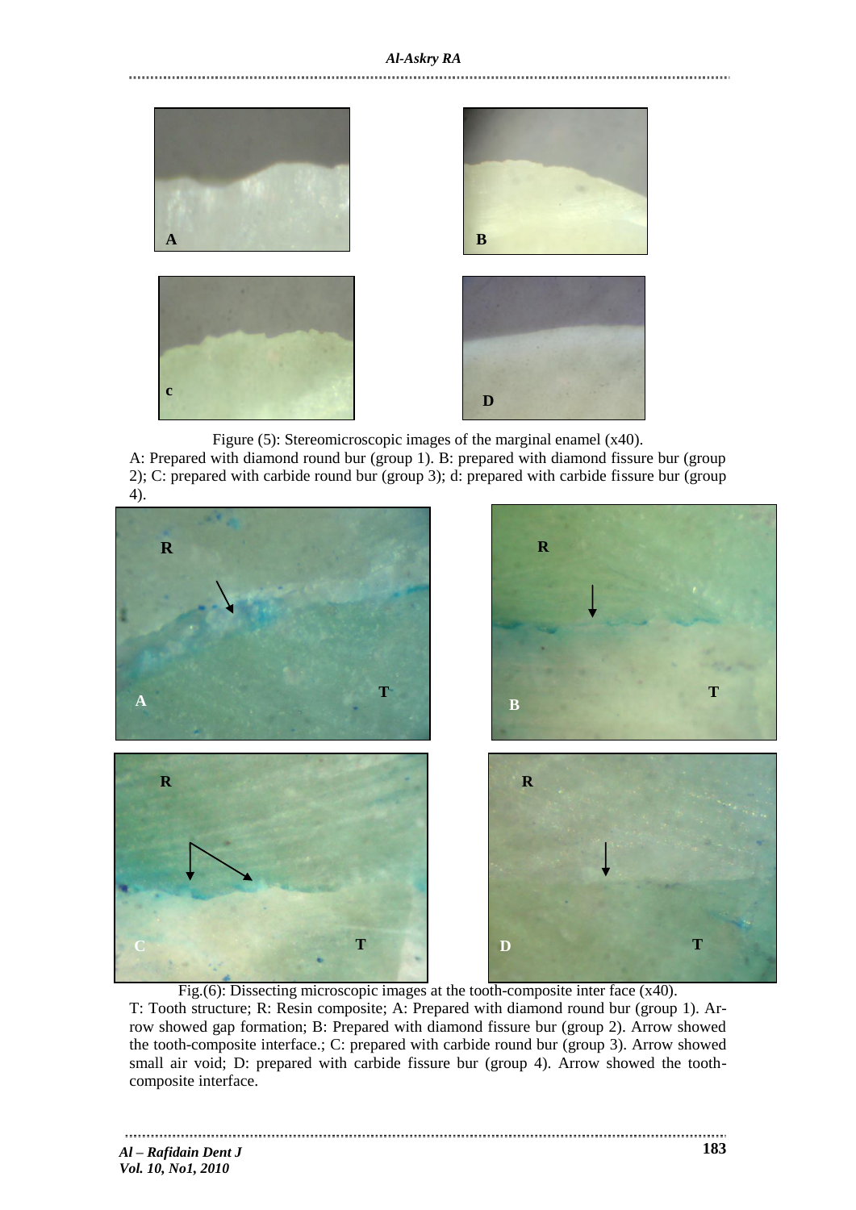Figure (5): Stereomicroscopic images of the marginal enamel (x40).
A: Prepared with diamond round bur (group 1). B: prepared with diamond fissure bur (group 2); C: prepared with carbide round bur (group 3); d: prepared with carbide fissure bur (group 4).

Fig.(6): Dissecting microscopic images at the tooth-composite inter face (x40).
T: Tooth structure; R: Resin composite; A: Prepared with diamond round bur (group 1). Arrow showed gap formation; B: Prepared with diamond fissure bur (group 2). Arrow showed the tooth-composite interface.; C: prepared with carbide round bur (group 3). Arrow showed small air void; D: prepared with carbide fissure bur (group 4). Arrow showed the tooth-composite interface.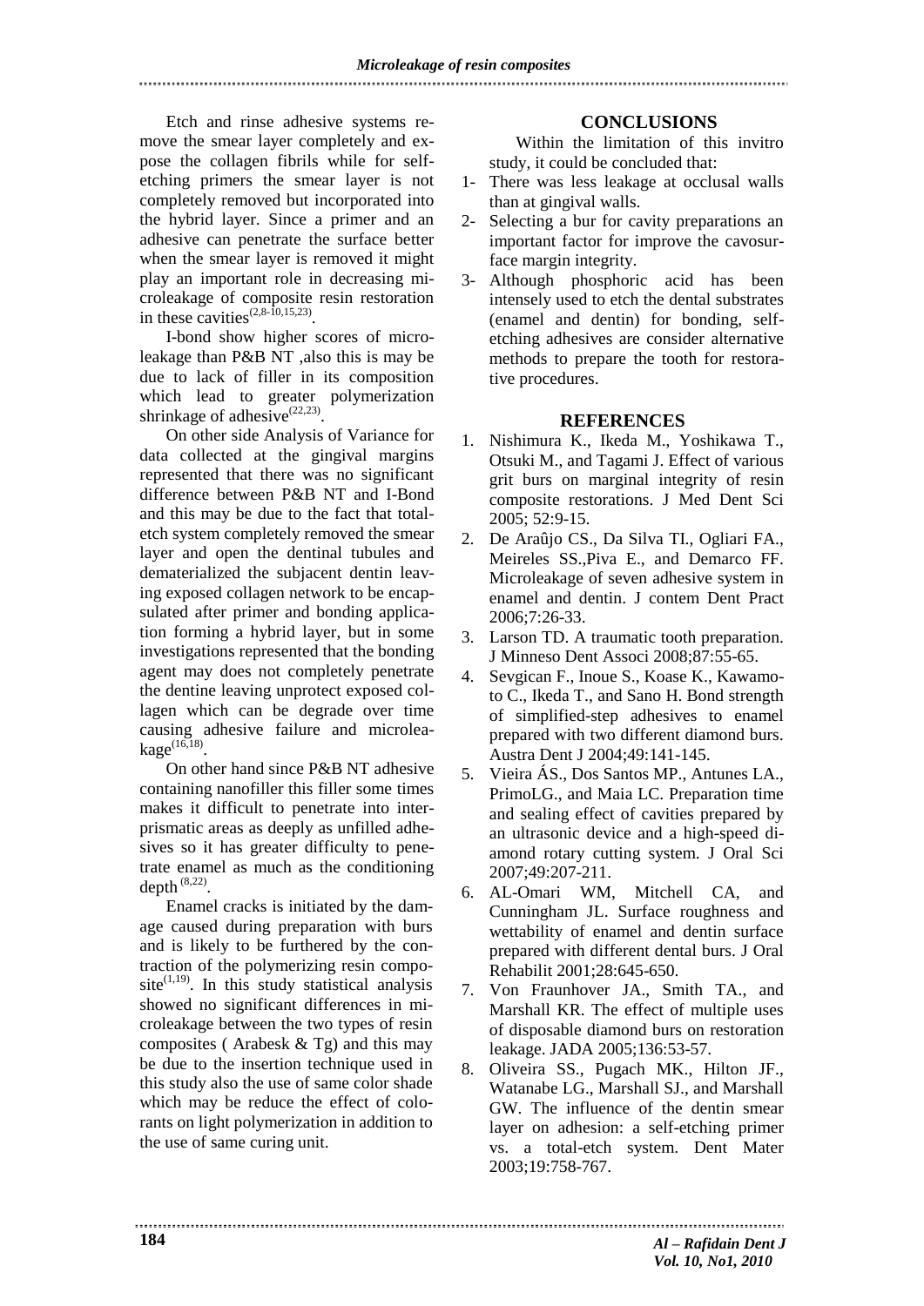Etch and rinse adhesive systems remove the smear layer completely and expose the collagen fibrils while for self-etching primers the smear layer is not completely removed but incorporated into the hybrid layer. Since a primer and an adhesive can penetrate the surface better when the smear layer is removed it might play an important role in decreasing microleakage of composite resin restoration in these cavities[(2,8-10,15,23)].

I-bond show higher scores of microleakage than P&B NT ,also this is may be due to lack of filler in its composition which lead to greater polymerization shrinkage of adhesive[(22,23)].

On other side Analysis of Variance for data collected at the gingival margins represented that there was no significant difference between P&B NT and I-Bond and this may be due to the fact that total-etch system completely removed the smear layer and open the dentinal tubules and dematerialized the subjacent dentin leaving exposed collagen network to be encapsulated after primer and bonding application forming a hybrid layer, but in some investigations represented that the bonding agent may does not completely penetrate the dentine leaving unprotect exposed collagen which can be degrade over time causing adhesive failure and microleakage[(16,18)].

On other hand since P&B NT adhesive containing nanofiller this filler some times makes it difficult to penetrate into interprismatic areas as deeply as unfilled adhesives so it has greater difficulty to penetrate enamel as much as the conditioning depth [(8,22)].

Enamel cracks is initiated by the damage caused during preparation with burs and is likely to be furthered by the contraction of the polymerizing resin composite[(1,19)]. In this study statistical analysis showed no significant differences in microleakage between the two types of resin composites ( Arabesk & Tg) and this may be due to the insertion technique used in this study also the use of same color shade which may be reduce the effect of colorants on light polymerization in addition to the use of same curing unit.

## CONCLUSIONS

Within the limitation of this invitro study, it could be concluded that:

1- There was less leakage at occlusal walls than at gingival walls.
2- Selecting a bur for cavity preparations an important factor for improve the cavosurface margin integrity.
3- Although phosphoric acid has been intensely used to etch the dental substrates (enamel and dentin) for bonding, self-etching adhesives are consider alternative methods to prepare the tooth for restorative procedures.

## REFERENCES

1. Nishimura K., Ikeda M., Yoshikawa T., Otsuki M., and Tagami J. Effect of various grit burs on marginal integrity of resin composite restorations. J Med Dent Sci 2005; 52:9-15.
2. De Araûjo CS., Da Silva TI., Ogliari FA., Meireles SS.,Piva E., and Demarco FF. Microleakage of seven adhesive system in enamel and dentin. J contem Dent Pract 2006;7:26-33.
3. Larson TD. A traumatic tooth preparation. J Minneso Dent Associ 2008;87:55-65.
4. Sevgican F., Inoue S., Koase K., Kawamoto C., Ikeda T., and Sano H. Bond strength of simplified-step adhesives to enamel prepared with two different diamond burs. Austra Dent J 2004;49:141-145.
5. Vieira ÁS., Dos Santos MP., Antunes LA., PrimoLG., and Maia LC. Preparation time and sealing effect of cavities prepared by an ultrasonic device and a high-speed diamond rotary cutting system. J Oral Sci 2007;49:207-211.
6. AL-Omari WM, Mitchell CA, and Cunningham JL. Surface roughness and wettability of enamel and dentin surface prepared with different dental burs. J Oral Rehabilit 2001;28:645-650.
7. Von Fraunhover JA., Smith TA., and Marshall KR. The effect of multiple uses of disposable diamond burs on restoration leakage. JADA 2005;136:53-57.
8. Oliveira SS., Pugach MK., Hilton JF., Watanabe LG., Marshall SJ., and Marshall GW. The influence of the dentin smear layer on adhesion: a self-etching primer vs. a total-etch system. Dent Mater 2003;19:758-767.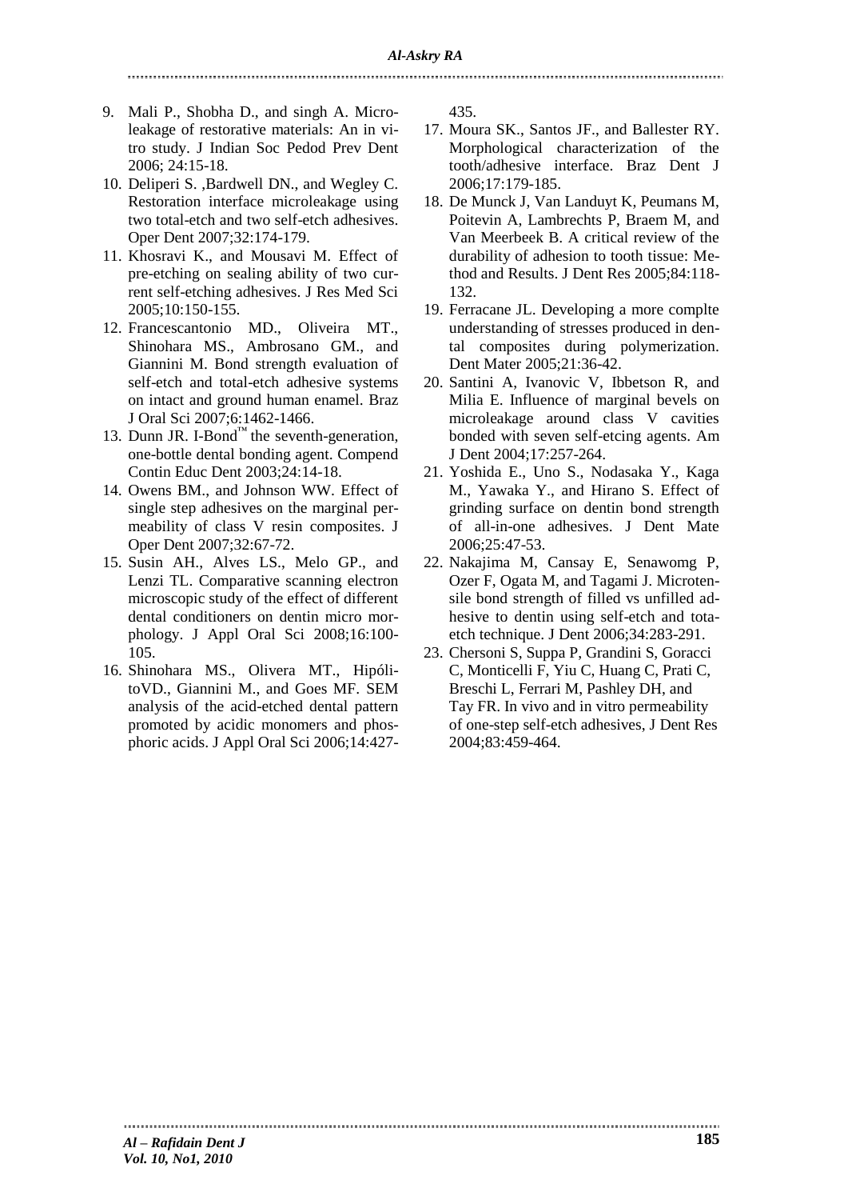9. Mali P., Shobha D., and singh A. Microleakage of restorative materials: An in vitro study. J Indian Soc Pedod Prev Dent 2006; 24:15-18.
10. Deliperi S. ,Bardwell DN., and Wegley C. Restoration interface microleakage using two total-etch and two self-etch adhesives. Oper Dent 2007;32:174-179.
11. Khosravi K., and Mousavi M. Effect of pre-etching on sealing ability of two current self-etching adhesives. J Res Med Sci 2005;10:150-155.
12. Francescantonio MD., Oliveira MT., Shinohara MS., Ambrosano GM., and Giannini M. Bond strength evaluation of self-etch and total-etch adhesive systems on intact and ground human enamel. Braz J Oral Sci 2007;6:1462-1466.
13. Dunn JR. I-Bond™ the seventh-generation, one-bottle dental bonding agent. Compend Contin Educ Dent 2003;24:14-18.
14. Owens BM., and Johnson WW. Effect of single step adhesives on the marginal permeability of class V resin composites. J Oper Dent 2007;32:67-72.
15. Susin AH., Alves LS., Melo GP., and Lenzi TL. Comparative scanning electron microscopic study of the effect of different dental conditioners on dentin micro morphology. J Appl Oral Sci 2008;16:100-105.
16. Shinohara MS., Olivera MT., HipólitoVD., Giannini M., and Goes MF. SEM analysis of the acid-etched dental pattern promoted by acidic monomers and phosphoric acids. J Appl Oral Sci 2006;14:427-435.
17. Moura SK., Santos JF., and Ballester RY. Morphological characterization of the tooth/adhesive interface. Braz Dent J 2006;17:179-185.
18. De Munck J, Van Landuyt K, Peumans M, Poitevin A, Lambrechts P, Braem M, and Van Meerbeek B. A critical review of the durability of adhesion to tooth tissue: Method and Results. J Dent Res 2005;84:118-132.
19. Ferracane JL. Developing a more complte understanding of stresses produced in dental composites during polymerization. Dent Mater 2005;21:36-42.
20. Santini A, Ivanovic V, Ibbetson R, and Milia E. Influence of marginal bevels on microleakage around class V cavities bonded with seven self-etcing agents. Am J Dent 2004;17:257-264.
21. Yoshida E., Uno S., Nodasaka Y., Kaga M., Yawaka Y., and Hirano S. Effect of grinding surface on dentin bond strength of all-in-one adhesives. J Dent Mate 2006;25:47-53.
22. Nakajima M, Cansay E, Senawomg P, Ozer F, Ogata M, and Tagami J. Microtensile bond strength of filled vs unfilled adhesive to dentin using self-etch and tota-etch technique. J Dent 2006;34:283-291.
23. Chersoni S, Suppa P, Grandini S, Goracci C, Monticelli F, Yiu C, Huang C, Prati C, Breschi L, Ferrari M, Pashley DH, and Tay FR. In vivo and in vitro permeability of one-step self-etch adhesives, J Dent Res 2004;83:459-464.